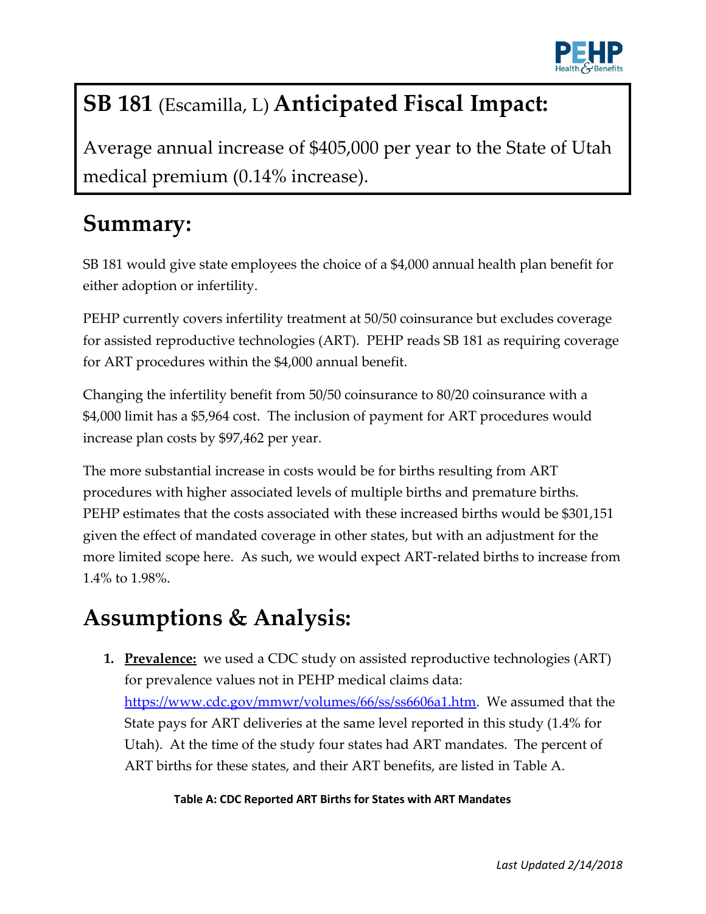# SB 181 (Escamilla, L) Anticipated Fiscal Impact:

Average annual increase of $405,000 per year to the State of Utah medical premium (0.14% increase).

## Summary:

SB 181 would give state employees the choice of a $4,000 annual health plan benefit for either adoption or infertility.

PEHP currently covers infertility treatment at 50/50 coinsurance but excludes coverage for assisted reproductive technologies (ART). PEHP reads SB 181 as requiring coverage for ART procedures within the $4,000 annual benefit.

Changing the infertility benefit from 50/50 coinsurance to 80/20 coinsurance with a $4,000 limit has a $5,964 cost. The inclusion of payment for ART procedures would increase plan costs by $97,462 per year.

The more substantial increase in costs would be for births resulting from ART procedures with higher associated levels of multiple births and premature births. PEHP estimates that the costs associated with these increased births would be $301,151 given the effect of mandated coverage in other states, but with an adjustment for the more limited scope here. As such, we would expect ART-related births to increase from 1.4% to 1.98%.

## Assumptions & Analysis:

1. **<u>Prevalence:</u>** we used a CDC study on assisted reproductive technologies (ART) for prevalence values not in PEHP medical claims data: [https://www.cdc.gov/mmwr/volumes/66/ss/ss6606a1.htm](https://www.cdc.gov/mmwr/volumes/66/ss/ss6606a1.htm). We assumed that the State pays for ART deliveries at the same level reported in this study (1.4% for Utah). At the time of the study four states had ART mandates. The percent of ART births for these states, and their ART benefits, are listed in Table A.

**Table A: CDC Reported ART Births for States with ART Mandates**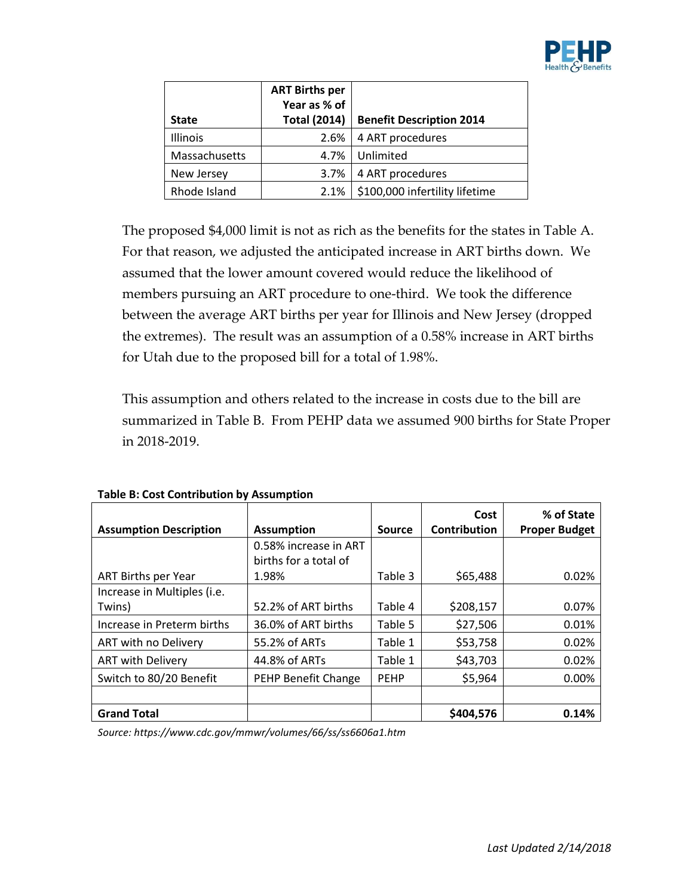| State | ART Births per Year as % of Total (2014) | Benefit Description 2014 |
| --- | --- | --- |
| Illinois | 2.6% | 4 ART procedures |
| Massachusetts | 4.7% | Unlimited |
| New Jersey | 3.7% | 4 ART procedures |
| Rhode Island | 2.1% | $100,000 infertility lifetime |

The proposed $4,000 limit is not as rich as the benefits for the states in Table A. For that reason, we adjusted the anticipated increase in ART births down. We assumed that the lower amount covered would reduce the likelihood of members pursuing an ART procedure to one-third. We took the difference between the average ART births per year for Illinois and New Jersey (dropped the extremes). The result was an assumption of a 0.58% increase in ART births for Utah due to the proposed bill for a total of 1.98%.

This assumption and others related to the increase in costs due to the bill are summarized in Table B. From PEHP data we assumed 900 births for State Proper in 2018-2019.

**Table B: Cost Contribution by Assumption**

| Assumption Description | Assumption | Source | Cost Contribution | % of State Proper Budget |
| --- | --- | --- | --- | --- |
| ART Births per Year | 0.58% increase in ART births for a total of 1.98% | Table 3 | $65,488 | 0.02% |
| Increase in Multiples (i.e. Twins) | 52.2% of ART births | Table 4 | $208,157 | 0.07% |
| Increase in Preterm births | 36.0% of ART births | Table 5 | $27,506 | 0.01% |
| ART with no Delivery | 55.2% of ARTs | Table 1 | $53,758 | 0.02% |
| ART with Delivery | 44.8% of ARTs | Table 1 | $43,703 | 0.02% |
| Switch to 80/20 Benefit | PEHP Benefit Change | PEHP | $5,964 | 0.00% |
| | | | | |
| **Grand Total** | | | **$404,576** | **0.14%** |

*Source: https://www.cdc.gov/mmwr/volumes/66/ss/ss6606a1.htm*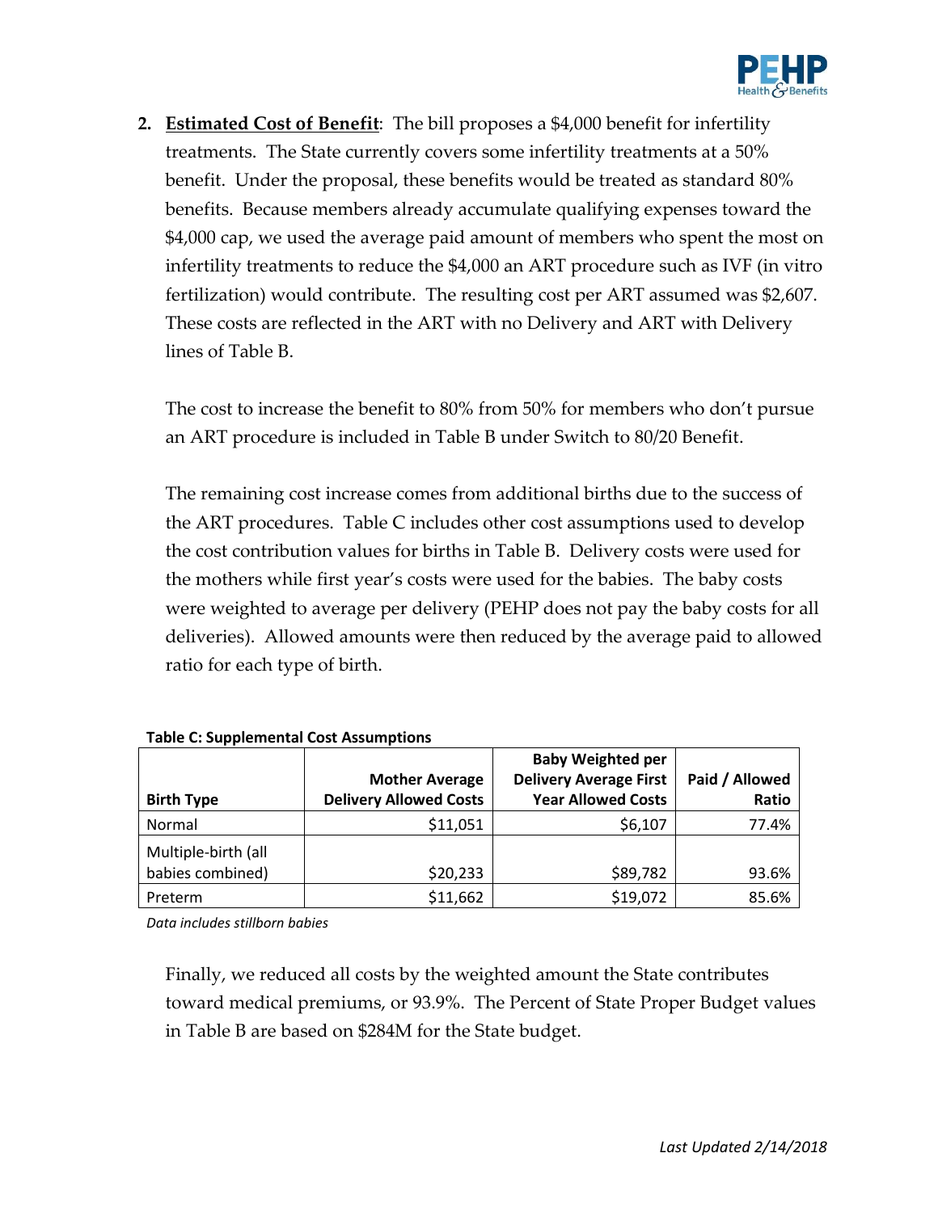2. **Estimated Cost of Benefit**: The bill proposes a $4,000 benefit for infertility treatments. The State currently covers some infertility treatments at a 50% benefit. Under the proposal, these benefits would be treated as standard 80% benefits. Because members already accumulate qualifying expenses toward the $4,000 cap, we used the average paid amount of members who spent the most on infertility treatments to reduce the $4,000 an ART procedure such as IVF (in vitro fertilization) would contribute. The resulting cost per ART assumed was $2,607. These costs are reflected in the ART with no Delivery and ART with Delivery lines of Table B.

   The cost to increase the benefit to 80% from 50% for members who don't pursue an ART procedure is included in Table B under Switch to 80/20 Benefit.

   The remaining cost increase comes from additional births due to the success of the ART procedures. Table C includes other cost assumptions used to develop the cost contribution values for births in Table B. Delivery costs were used for the mothers while first year's costs were used for the babies. The baby costs were weighted to average per delivery (PEHP does not pay the baby costs for all deliveries). Allowed amounts were then reduced by the average paid to allowed ratio for each type of birth.

**Table C: Supplemental Cost Assumptions**

| Birth Type | Mother Average Delivery Allowed Costs | Baby Weighted per Delivery Average First Year Allowed Costs | Paid / Allowed Ratio |
|---|---|---|---|
| Normal | $11,051 | $6,107 | 77.4% |
| Multiple-birth (all babies combined) | $20,233 | $89,782 | 93.6% |
| Preterm | $11,662 | $19,072 | 85.6% |

*Data includes stillborn babies*

   Finally, we reduced all costs by the weighted amount the State contributes toward medical premiums, or 93.9%. The Percent of State Proper Budget values in Table B are based on $284M for the State budget.

*Last Updated 2/14/2018*